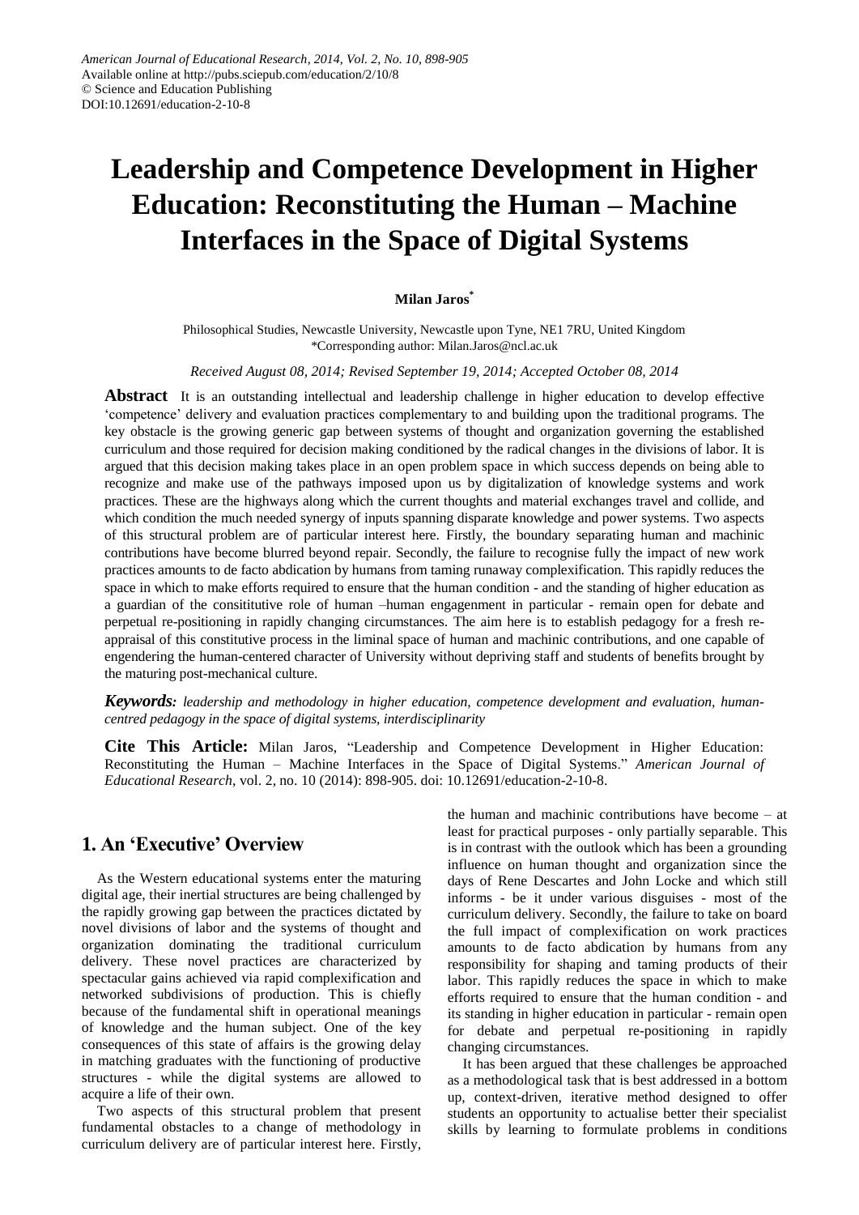American Journal of Educational Research, 2014, Vol. 2, No. 10, 898-905
Available online at http://pubs.sciepub.com/education/2/10/8
© Science and Education Publishing
DOI:10.12691/education-2-10-8

# Leadership and Competence Development in Higher Education: Reconstituting the Human – Machine Interfaces in the Space of Digital Systems

**Milan Jaros***

Philosophical Studies, Newcastle University, Newcastle upon Tyne, NE1 7RU, United Kingdom
*Corresponding author: Milan.Jaros@ncl.ac.uk

*Received August 08, 2014; Revised September 19, 2014; Accepted October 08, 2014*

**Abstract** It is an outstanding intellectual and leadership challenge in higher education to develop effective 'competence' delivery and evaluation practices complementary to and building upon the traditional programs. The key obstacle is the growing generic gap between systems of thought and organization governing the established curriculum and those required for decision making conditioned by the radical changes in the divisions of labor. It is argued that this decision making takes place in an open problem space in which success depends on being able to recognize and make use of the pathways imposed upon us by digitalization of knowledge systems and work practices. These are the highways along which the current thoughts and material exchanges travel and collide, and which condition the much needed synergy of inputs spanning disparate knowledge and power systems. Two aspects of this structural problem are of particular interest here. Firstly, the boundary separating human and machinic contributions have become blurred beyond repair. Secondly, the failure to recognise fully the impact of new work practices amounts to de facto abdication by humans from taming runaway complexification. This rapidly reduces the space in which to make efforts required to ensure that the human condition - and the standing of higher education as a guardian of the consititutive role of human –human engagenment in particular - remain open for debate and perpetual re-positioning in rapidly changing circumstances. The aim here is to establish pedagogy for a fresh re-appraisal of this constitutive process in the liminal space of human and machinic contributions, and one capable of engendering the human-centered character of University without depriving staff and students of benefits brought by the maturing post-mechanical culture.

***Keywords:*** *leadership and methodology in higher education, competence development and evaluation, human-centred pedagogy in the space of digital systems, interdisciplinarity*

**Cite This Article:** Milan Jaros, "Leadership and Competence Development in Higher Education: Reconstituting the Human – Machine Interfaces in the Space of Digital Systems." *American Journal of Educational Research*, vol. 2, no. 10 (2014): 898-905. doi: 10.12691/education-2-10-8.

## 1. An 'Executive' Overview

As the Western educational systems enter the maturing digital age, their inertial structures are being challenged by the rapidly growing gap between the practices dictated by novel divisions of labor and the systems of thought and organization dominating the traditional curriculum delivery. These novel practices are characterized by spectacular gains achieved via rapid complexification and networked subdivisions of production. This is chiefly because of the fundamental shift in operational meanings of knowledge and the human subject. One of the key consequences of this state of affairs is the growing delay in matching graduates with the functioning of productive structures - while the digital systems are allowed to acquire a life of their own.

Two aspects of this structural problem that present fundamental obstacles to a change of methodology in curriculum delivery are of particular interest here. Firstly, the human and machinic contributions have become – at least for practical purposes - only partially separable. This is in contrast with the outlook which has been a grounding influence on human thought and organization since the days of Rene Descartes and John Locke and which still informs - be it under various disguises - most of the curriculum delivery. Secondly, the failure to take on board the full impact of complexification on work practices amounts to de facto abdication by humans from any responsibility for shaping and taming products of their labor. This rapidly reduces the space in which to make efforts required to ensure that the human condition - and its standing in higher education in particular - remain open for debate and perpetual re-positioning in rapidly changing circumstances.

It has been argued that these challenges be approached as a methodological task that is best addressed in a bottom up, context-driven, iterative method designed to offer students an opportunity to actualise better their specialist skills by learning to formulate problems in conditions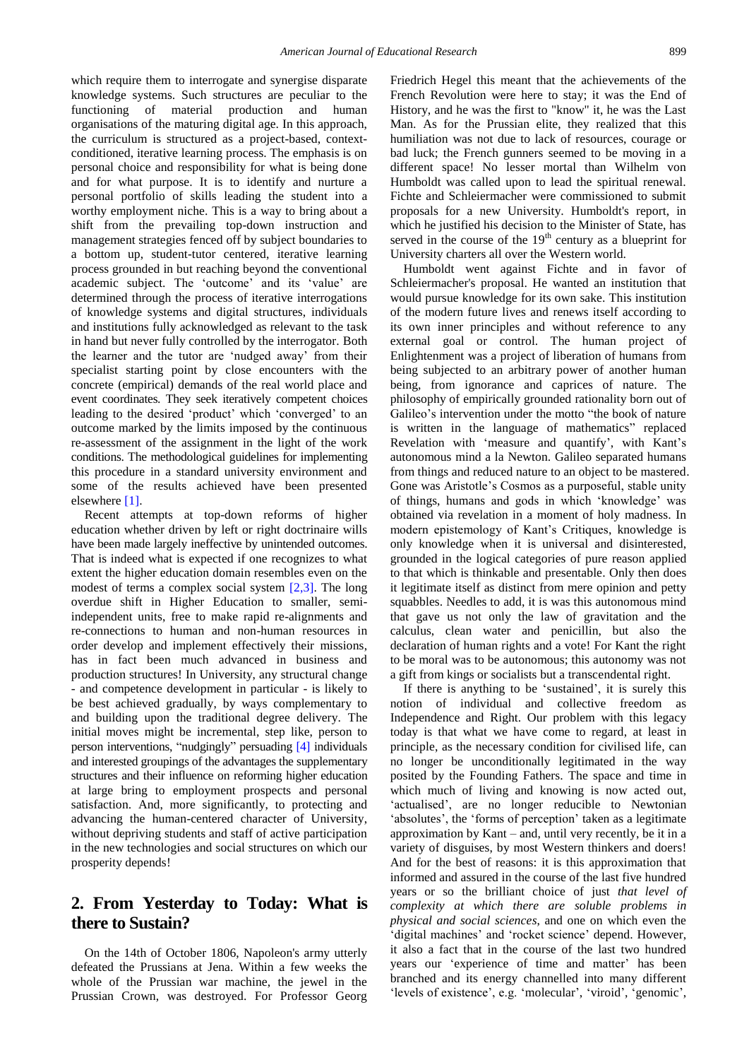which require them to interrogate and synergise disparate knowledge systems. Such structures are peculiar to the functioning of material production and human organisations of the maturing digital age. In this approach, the curriculum is structured as a project-based, context-conditioned, iterative learning process. The emphasis is on personal choice and responsibility for what is being done and for what purpose. It is to identify and nurture a personal portfolio of skills leading the student into a worthy employment niche. This is a way to bring about a shift from the prevailing top-down instruction and management strategies fenced off by subject boundaries to a bottom up, student-tutor centered, iterative learning process grounded in but reaching beyond the conventional academic subject. The 'outcome' and its 'value' are determined through the process of iterative interrogations of knowledge systems and digital structures, individuals and institutions fully acknowledged as relevant to the task in hand but never fully controlled by the interrogator. Both the learner and the tutor are 'nudged away' from their specialist starting point by close encounters with the concrete (empirical) demands of the real world place and event coordinates. They seek iteratively competent choices leading to the desired 'product' which 'converged' to an outcome marked by the limits imposed by the continuous re-assessment of the assignment in the light of the work conditions. The methodological guidelines for implementing this procedure in a standard university environment and some of the results achieved have been presented elsewhere [1].

Recent attempts at top-down reforms of higher education whether driven by left or right doctrinaire wills have been made largely ineffective by unintended outcomes. That is indeed what is expected if one recognizes to what extent the higher education domain resembles even on the modest of terms a complex social system [2,3]. The long overdue shift in Higher Education to smaller, semi-independent units, free to make rapid re-alignments and re-connections to human and non-human resources in order develop and implement effectively their missions, has in fact been much advanced in business and production structures! In University, any structural change - and competence development in particular - is likely to be best achieved gradually, by ways complementary to and building upon the traditional degree delivery. The initial moves might be incremental, step like, person to person interventions, "nudgingly" persuading [4] individuals and interested groupings of the advantages the supplementary structures and their influence on reforming higher education at large bring to employment prospects and personal satisfaction. And, more significantly, to protecting and advancing the human-centered character of University, without depriving students and staff of active participation in the new technologies and social structures on which our prosperity depends!

## 2. From Yesterday to Today: What is there to Sustain?

On the 14th of October 1806, Napoleon's army utterly defeated the Prussians at Jena. Within a few weeks the whole of the Prussian war machine, the jewel in the Prussian Crown, was destroyed. For Professor Georg Friedrich Hegel this meant that the achievements of the French Revolution were here to stay; it was the End of History, and he was the first to "know" it, he was the Last Man. As for the Prussian elite, they realized that this humiliation was not due to lack of resources, courage or bad luck; the French gunners seemed to be moving in a different space! No lesser mortal than Wilhelm von Humboldt was called upon to lead the spiritual renewal. Fichte and Schleiermacher were commissioned to submit proposals for a new University. Humboldt's report, in which he justified his decision to the Minister of State, has served in the course of the 19th century as a blueprint for University charters all over the Western world.

Humboldt went against Fichte and in favor of Schleiermacher's proposal. He wanted an institution that would pursue knowledge for its own sake. This institution of the modern future lives and renews itself according to its own inner principles and without reference to any external goal or control. The human project of Enlightenment was a project of liberation of humans from being subjected to an arbitrary power of another human being, from ignorance and caprices of nature. The philosophy of empirically grounded rationality born out of Galileo's intervention under the motto "the book of nature is written in the language of mathematics" replaced Revelation with 'measure and quantify', with Kant's autonomous mind a la Newton. Galileo separated humans from things and reduced nature to an object to be mastered. Gone was Aristotle's Cosmos as a purposeful, stable unity of things, humans and gods in which 'knowledge' was obtained via revelation in a moment of holy madness. In modern epistemology of Kant's Critiques, knowledge is only knowledge when it is universal and disinterested, grounded in the logical categories of pure reason applied to that which is thinkable and presentable. Only then does it legitimate itself as distinct from mere opinion and petty squabbles. Needles to add, it is was this autonomous mind that gave us not only the law of gravitation and the calculus, clean water and penicillin, but also the declaration of human rights and a vote! For Kant the right to be moral was to be autonomous; this autonomy was not a gift from kings or socialists but a transcendental right.

If there is anything to be 'sustained', it is surely this notion of individual and collective freedom as Independence and Right. Our problem with this legacy today is that what we have come to regard, at least in principle, as the necessary condition for civilised life, can no longer be unconditionally legitimated in the way posited by the Founding Fathers. The space and time in which much of living and knowing is now acted out, 'actualised', are no longer reducible to Newtonian 'absolutes', the 'forms of perception' taken as a legitimate approximation by Kant – and, until very recently, be it in a variety of disguises, by most Western thinkers and doers! And for the best of reasons: it is this approximation that informed and assured in the course of the last five hundred years or so the brilliant choice of just *that level of complexity at which there are soluble problems in physical and social sciences*, and one on which even the 'digital machines' and 'rocket science' depend. However, it also a fact that in the course of the last two hundred years our 'experience of time and matter' has been branched and its energy channelled into many different 'levels of existence', e.g. 'molecular', 'viroid', 'genomic',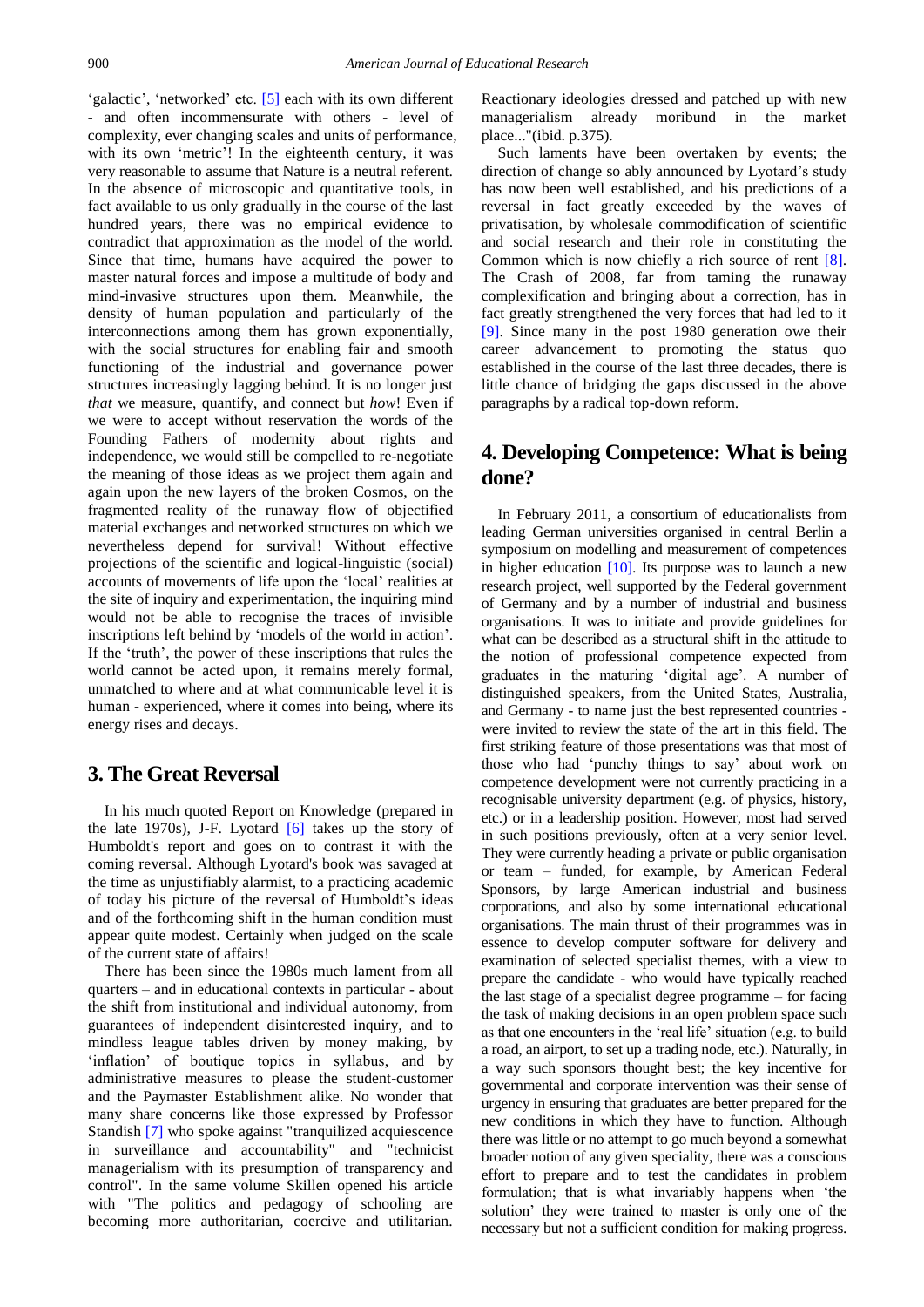'galactic', 'networked' etc. [5] each with its own different - and often incommensurate with others - level of complexity, ever changing scales and units of performance, with its own 'metric'! In the eighteenth century, it was very reasonable to assume that Nature is a neutral referent. In the absence of microscopic and quantitative tools, in fact available to us only gradually in the course of the last hundred years, there was no empirical evidence to contradict that approximation as the model of the world. Since that time, humans have acquired the power to master natural forces and impose a multitude of body and mind-invasive structures upon them. Meanwhile, the density of human population and particularly of the interconnections among them has grown exponentially, with the social structures for enabling fair and smooth functioning of the industrial and governance power structures increasingly lagging behind. It is no longer just *that* we measure, quantify, and connect but *how*! Even if we were to accept without reservation the words of the Founding Fathers of modernity about rights and independence, we would still be compelled to re-negotiate the meaning of those ideas as we project them again and again upon the new layers of the broken Cosmos, on the fragmented reality of the runaway flow of objectified material exchanges and networked structures on which we nevertheless depend for survival! Without effective projections of the scientific and logical-linguistic (social) accounts of movements of life upon the 'local' realities at the site of inquiry and experimentation, the inquiring mind would not be able to recognise the traces of invisible inscriptions left behind by 'models of the world in action'. If the 'truth', the power of these inscriptions that rules the world cannot be acted upon, it remains merely formal, unmatched to where and at what communicable level it is human - experienced, where it comes into being, where its energy rises and decays.

## 3. The Great Reversal

In his much quoted Report on Knowledge (prepared in the late 1970s), J-F. Lyotard [6] takes up the story of Humboldt's report and goes on to contrast it with the coming reversal. Although Lyotard's book was savaged at the time as unjustifiably alarmist, to a practicing academic of today his picture of the reversal of Humboldt's ideas and of the forthcoming shift in the human condition must appear quite modest. Certainly when judged on the scale of the current state of affairs!

There has been since the 1980s much lament from all quarters – and in educational contexts in particular - about the shift from institutional and individual autonomy, from guarantees of independent disinterested inquiry, and to mindless league tables driven by money making, by 'inflation' of boutique topics in syllabus, and by administrative measures to please the student-customer and the Paymaster Establishment alike. No wonder that many share concerns like those expressed by Professor Standish [7] who spoke against "tranquilized acquiescence in surveillance and accountability" and "technicist managerialism with its presumption of transparency and control". In the same volume Skillen opened his article with "The politics and pedagogy of schooling are becoming more authoritarian, coercive and utilitarian. Reactionary ideologies dressed and patched up with new managerialism already moribund in the market place..."(ibid. p.375).

Such laments have been overtaken by events; the direction of change so ably announced by Lyotard's study has now been well established, and his predictions of a reversal in fact greatly exceeded by the waves of privatisation, by wholesale commodification of scientific and social research and their role in constituting the Common which is now chiefly a rich source of rent [8]. The Crash of 2008, far from taming the runaway complexification and bringing about a correction, has in fact greatly strengthened the very forces that had led to it [9]. Since many in the post 1980 generation owe their career advancement to promoting the status quo established in the course of the last three decades, there is little chance of bridging the gaps discussed in the above paragraphs by a radical top-down reform.

## 4. Developing Competence: What is being done?

In February 2011, a consortium of educationalists from leading German universities organised in central Berlin a symposium on modelling and measurement of competences in higher education [10]. Its purpose was to launch a new research project, well supported by the Federal government of Germany and by a number of industrial and business organisations. It was to initiate and provide guidelines for what can be described as a structural shift in the attitude to the notion of professional competence expected from graduates in the maturing 'digital age'. A number of distinguished speakers, from the United States, Australia, and Germany - to name just the best represented countries - were invited to review the state of the art in this field. The first striking feature of those presentations was that most of those who had 'punchy things to say' about work on competence development were not currently practicing in a recognisable university department (e.g. of physics, history, etc.) or in a leadership position. However, most had served in such positions previously, often at a very senior level. They were currently heading a private or public organisation or team – funded, for example, by American Federal Sponsors, by large American industrial and business corporations, and also by some international educational organisations. The main thrust of their programmes was in essence to develop computer software for delivery and examination of selected specialist themes, with a view to prepare the candidate - who would have typically reached the last stage of a specialist degree programme – for facing the task of making decisions in an open problem space such as that one encounters in the 'real life' situation (e.g. to build a road, an airport, to set up a trading node, etc.). Naturally, in a way such sponsors thought best; the key incentive for governmental and corporate intervention was their sense of urgency in ensuring that graduates are better prepared for the new conditions in which they have to function. Although there was little or no attempt to go much beyond a somewhat broader notion of any given speciality, there was a conscious effort to prepare and to test the candidates in problem formulation; that is what invariably happens when 'the solution' they were trained to master is only one of the necessary but not a sufficient condition for making progress.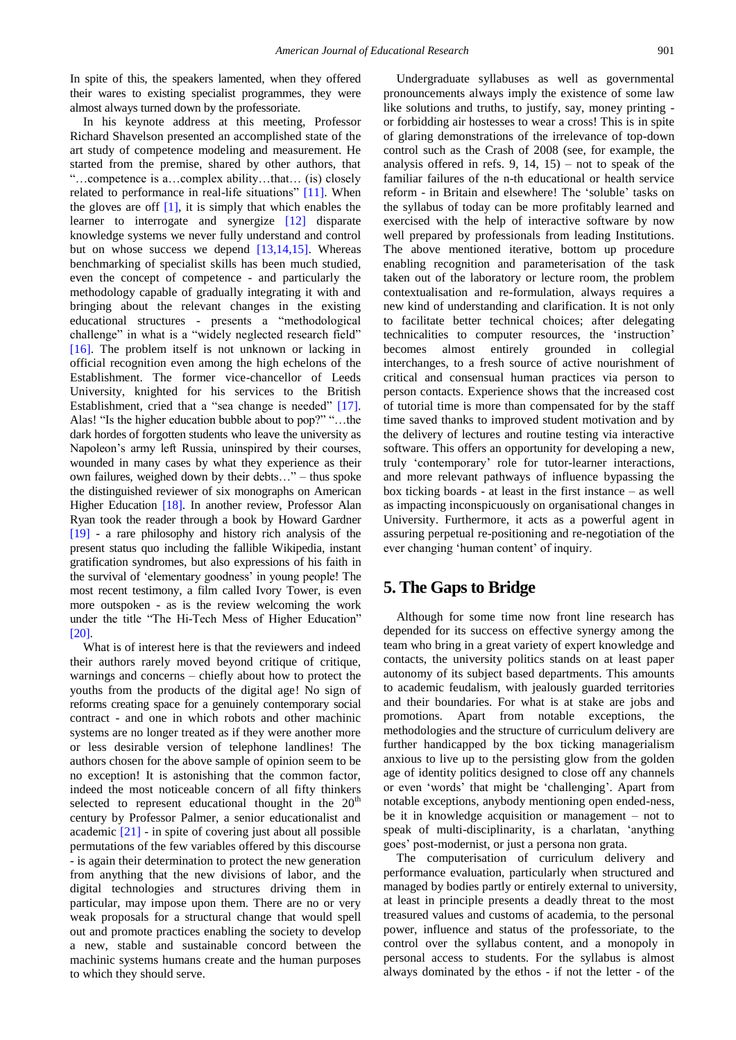In spite of this, the speakers lamented, when they offered their wares to existing specialist programmes, they were almost always turned down by the professoriate.

In his keynote address at this meeting, Professor Richard Shavelson presented an accomplished state of the art study of competence modeling and measurement. He started from the premise, shared by other authors, that "…competence is a…complex ability…that… (is) closely related to performance in real-life situations" [11]. When the gloves are off [1], it is simply that which enables the learner to interrogate and synergize [12] disparate knowledge systems we never fully understand and control but on whose success we depend [13,14,15]. Whereas benchmarking of specialist skills has been much studied, even the concept of competence - and particularly the methodology capable of gradually integrating it with and bringing about the relevant changes in the existing educational structures - presents a "methodological challenge" in what is a "widely neglected research field" [16]. The problem itself is not unknown or lacking in official recognition even among the high echelons of the Establishment. The former vice-chancellor of Leeds University, knighted for his services to the British Establishment, cried that a "sea change is needed" [17]. Alas! "Is the higher education bubble about to pop?" "…the dark hordes of forgotten students who leave the university as Napoleon's army left Russia, uninspired by their courses, wounded in many cases by what they experience as their own failures, weighed down by their debts…" – thus spoke the distinguished reviewer of six monographs on American Higher Education [18]. In another review, Professor Alan Ryan took the reader through a book by Howard Gardner [19] - a rare philosophy and history rich analysis of the present status quo including the fallible Wikipedia, instant gratification syndromes, but also expressions of his faith in the survival of 'elementary goodness' in young people! The most recent testimony, a film called Ivory Tower, is even more outspoken - as is the review welcoming the work under the title "The Hi-Tech Mess of Higher Education" [20].

What is of interest here is that the reviewers and indeed their authors rarely moved beyond critique of critique, warnings and concerns – chiefly about how to protect the youths from the products of the digital age! No sign of reforms creating space for a genuinely contemporary social contract - and one in which robots and other machinic systems are no longer treated as if they were another more or less desirable version of telephone landlines! The authors chosen for the above sample of opinion seem to be no exception! It is astonishing that the common factor, indeed the most noticeable concern of all fifty thinkers selected to represent educational thought in the 20$^{th}$ century by Professor Palmer, a senior educationalist and academic [21] - in spite of covering just about all possible permutations of the few variables offered by this discourse - is again their determination to protect the new generation from anything that the new divisions of labor, and the digital technologies and structures driving them in particular, may impose upon them. There are no or very weak proposals for a structural change that would spell out and promote practices enabling the society to develop a new, stable and sustainable concord between the machinic systems humans create and the human purposes to which they should serve.

Undergraduate syllabuses as well as governmental pronouncements always imply the existence of some law like solutions and truths, to justify, say, money printing - or forbidding air hostesses to wear a cross! This is in spite of glaring demonstrations of the irrelevance of top-down control such as the Crash of 2008 (see, for example, the analysis offered in refs. 9, 14, 15) – not to speak of the familiar failures of the n-th educational or health service reform - in Britain and elsewhere! The 'soluble' tasks on the syllabus of today can be more profitably learned and exercised with the help of interactive software by now well prepared by professionals from leading Institutions. The above mentioned iterative, bottom up procedure enabling recognition and parameterisation of the task taken out of the laboratory or lecture room, the problem contextualisation and re-formulation, always requires a new kind of understanding and clarification. It is not only to facilitate better technical choices; after delegating technicalities to computer resources, the 'instruction' becomes almost entirely grounded in collegial interchanges, to a fresh source of active nourishment of critical and consensual human practices via person to person contacts. Experience shows that the increased cost of tutorial time is more than compensated for by the staff time saved thanks to improved student motivation and by the delivery of lectures and routine testing via interactive software. This offers an opportunity for developing a new, truly 'contemporary' role for tutor-learner interactions, and more relevant pathways of influence bypassing the box ticking boards - at least in the first instance – as well as impacting inconspicuously on organisational changes in University. Furthermore, it acts as a powerful agent in assuring perpetual re-positioning and re-negotiation of the ever changing 'human content' of inquiry.

## 5. The Gaps to Bridge

Although for some time now front line research has depended for its success on effective synergy among the team who bring in a great variety of expert knowledge and contacts, the university politics stands on at least paper autonomy of its subject based departments. This amounts to academic feudalism, with jealously guarded territories and their boundaries. For what is at stake are jobs and promotions. Apart from notable exceptions, the methodologies and the structure of curriculum delivery are further handicapped by the box ticking managerialism anxious to live up to the persisting glow from the golden age of identity politics designed to close off any channels or even 'words' that might be 'challenging'. Apart from notable exceptions, anybody mentioning open ended-ness, be it in knowledge acquisition or management – not to speak of multi-disciplinarity, is a charlatan, 'anything goes' post-modernist, or just a persona non grata.

The computerisation of curriculum delivery and performance evaluation, particularly when structured and managed by bodies partly or entirely external to university, at least in principle presents a deadly threat to the most treasured values and customs of academia, to the personal power, influence and status of the professoriate, to the control over the syllabus content, and a monopoly in personal access to students. For the syllabus is almost always dominated by the ethos - if not the letter - of the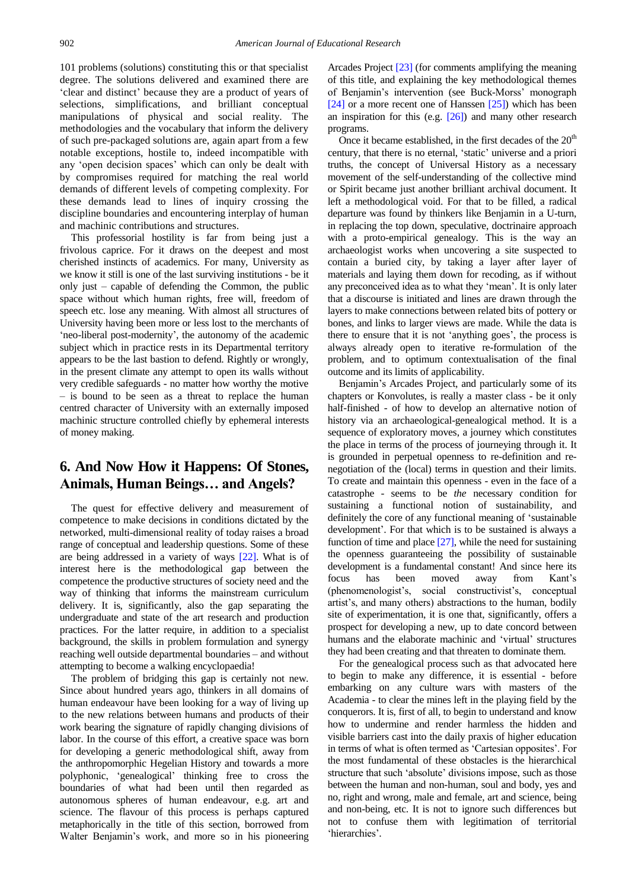101 problems (solutions) constituting this or that specialist degree. The solutions delivered and examined there are 'clear and distinct' because they are a product of years of selections, simplifications, and brilliant conceptual manipulations of physical and social reality. The methodologies and the vocabulary that inform the delivery of such pre-packaged solutions are, again apart from a few notable exceptions, hostile to, indeed incompatible with any 'open decision spaces' which can only be dealt with by compromises required for matching the real world demands of different levels of competing complexity. For these demands lead to lines of inquiry crossing the discipline boundaries and encountering interplay of human and machinic contributions and structures.

This professorial hostility is far from being just a frivolous caprice. For it draws on the deepest and most cherished instincts of academics. For many, University as we know it still is one of the last surviving institutions - be it only just – capable of defending the Common, the public space without which human rights, free will, freedom of speech etc. lose any meaning. With almost all structures of University having been more or less lost to the merchants of 'neo-liberal post-modernity', the autonomy of the academic subject which in practice rests in its Departmental territory appears to be the last bastion to defend. Rightly or wrongly, in the present climate any attempt to open its walls without very credible safeguards - no matter how worthy the motive – is bound to be seen as a threat to replace the human centred character of University with an externally imposed machinic structure controlled chiefly by ephemeral interests of money making.

## 6. And Now How it Happens: Of Stones, Animals, Human Beings… and Angels?

The quest for effective delivery and measurement of competence to make decisions in conditions dictated by the networked, multi-dimensional reality of today raises a broad range of conceptual and leadership questions. Some of these are being addressed in a variety of ways [22]. What is of interest here is the methodological gap between the competence the productive structures of society need and the way of thinking that informs the mainstream curriculum delivery. It is, significantly, also the gap separating the undergraduate and state of the art research and production practices. For the latter require, in addition to a specialist background, the skills in problem formulation and synergy reaching well outside departmental boundaries – and without attempting to become a walking encyclopaedia!

The problem of bridging this gap is certainly not new. Since about hundred years ago, thinkers in all domains of human endeavour have been looking for a way of living up to the new relations between humans and products of their work bearing the signature of rapidly changing divisions of labor. In the course of this effort, a creative space was born for developing a generic methodological shift, away from the anthropomorphic Hegelian History and towards a more polyphonic, 'genealogical' thinking free to cross the boundaries of what had been until then regarded as autonomous spheres of human endeavour, e.g. art and science. The flavour of this process is perhaps captured metaphorically in the title of this section, borrowed from Walter Benjamin's work, and more so in his pioneering Arcades Project [23] (for comments amplifying the meaning of this title, and explaining the key methodological themes of Benjamin's intervention (see Buck-Morss' monograph [24] or a more recent one of Hanssen [25]) which has been an inspiration for this (e.g. [26]) and many other research programs.

Once it became established, in the first decades of the 20th century, that there is no eternal, 'static' universe and a priori truths, the concept of Universal History as a necessary movement of the self-understanding of the collective mind or Spirit became just another brilliant archival document. It left a methodological void. For that to be filled, a radical departure was found by thinkers like Benjamin in a U-turn, in replacing the top down, speculative, doctrinaire approach with a proto-empirical genealogy. This is the way an archaeologist works when uncovering a site suspected to contain a buried city, by taking a layer after layer of materials and laying them down for recoding, as if without any preconceived idea as to what they 'mean'. It is only later that a discourse is initiated and lines are drawn through the layers to make connections between related bits of pottery or bones, and links to larger views are made. While the data is there to ensure that it is not 'anything goes', the process is always already open to iterative re-formulation of the problem, and to optimum contextualisation of the final outcome and its limits of applicability.

Benjamin's Arcades Project, and particularly some of its chapters or Konvolutes, is really a master class - be it only half-finished - of how to develop an alternative notion of history via an archaeological-genealogical method. It is a sequence of exploratory moves, a journey which constitutes the place in terms of the process of journeying through it. It is grounded in perpetual openness to re-definition and re-negotiation of the (local) terms in question and their limits. To create and maintain this openness - even in the face of a catastrophe - seems to be *the* necessary condition for sustaining a functional notion of sustainability, and definitely the core of any functional meaning of 'sustainable development'. For that which is to be sustained is always a function of time and place [27], while the need for sustaining the openness guaranteeing the possibility of sustainable development is a fundamental constant! And since here its focus has been moved away from Kant's (phenomenologist's, social constructivist's, conceptual artist's, and many others) abstractions to the human, bodily site of experimentation, it is one that, significantly, offers a prospect for developing a new, up to date concord between humans and the elaborate machinic and 'virtual' structures they had been creating and that threaten to dominate them.

For the genealogical process such as that advocated here to begin to make any difference, it is essential - before embarking on any culture wars with masters of the Academia - to clear the mines left in the playing field by the conquerors. It is, first of all, to begin to understand and know how to undermine and render harmless the hidden and visible barriers cast into the daily praxis of higher education in terms of what is often termed as 'Cartesian opposites'. For the most fundamental of these obstacles is the hierarchical structure that such 'absolute' divisions impose, such as those between the human and non-human, soul and body, yes and no, right and wrong, male and female, art and science, being and non-being, etc. It is not to ignore such differences but not to confuse them with legitimation of territorial 'hierarchies'.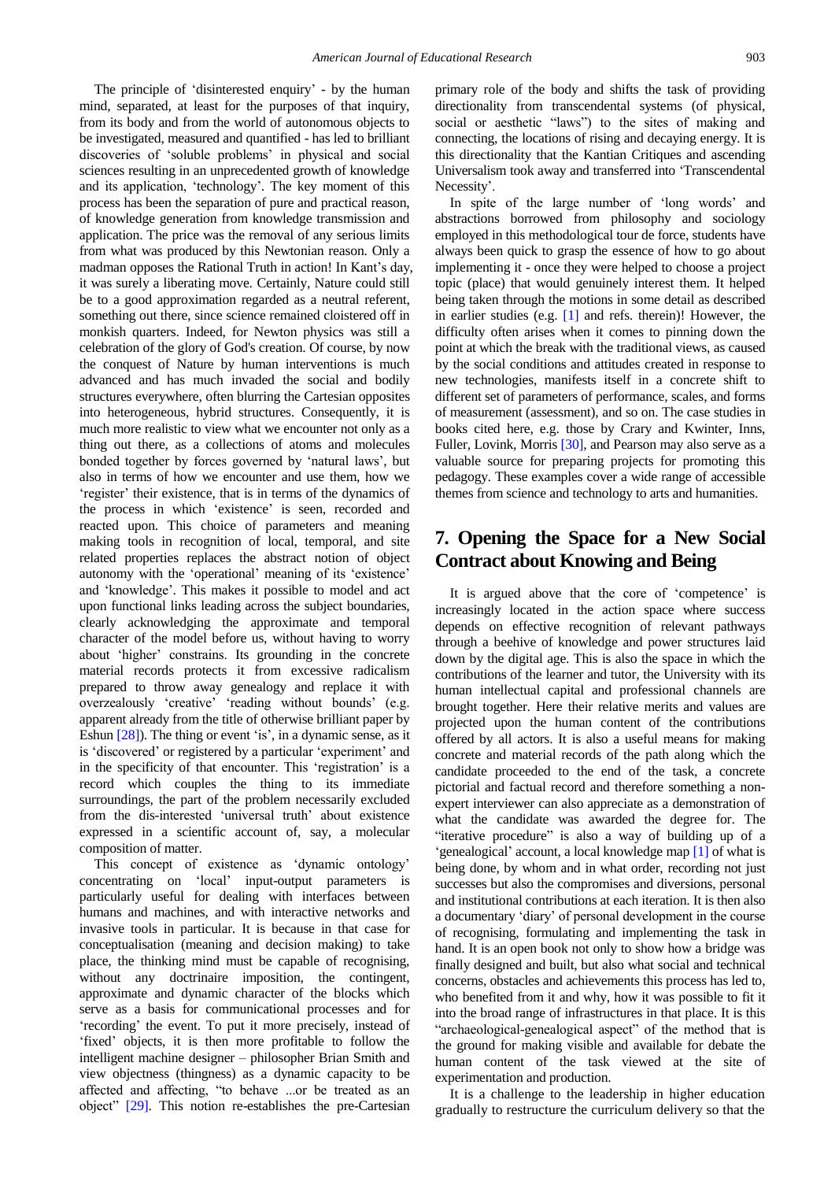The principle of 'disinterested enquiry' - by the human mind, separated, at least for the purposes of that inquiry, from its body and from the world of autonomous objects to be investigated, measured and quantified - has led to brilliant discoveries of 'soluble problems' in physical and social sciences resulting in an unprecedented growth of knowledge and its application, 'technology'. The key moment of this process has been the separation of pure and practical reason, of knowledge generation from knowledge transmission and application. The price was the removal of any serious limits from what was produced by this Newtonian reason. Only a madman opposes the Rational Truth in action! In Kant's day, it was surely a liberating move. Certainly, Nature could still be to a good approximation regarded as a neutral referent, something out there, since science remained cloistered off in monkish quarters. Indeed, for Newton physics was still a celebration of the glory of God's creation. Of course, by now the conquest of Nature by human interventions is much advanced and has much invaded the social and bodily structures everywhere, often blurring the Cartesian opposites into heterogeneous, hybrid structures. Consequently, it is much more realistic to view what we encounter not only as a thing out there, as a collections of atoms and molecules bonded together by forces governed by 'natural laws', but also in terms of how we encounter and use them, how we 'register' their existence, that is in terms of the dynamics of the process in which 'existence' is seen, recorded and reacted upon. This choice of parameters and meaning making tools in recognition of local, temporal, and site related properties replaces the abstract notion of object autonomy with the 'operational' meaning of its 'existence' and 'knowledge'. This makes it possible to model and act upon functional links leading across the subject boundaries, clearly acknowledging the approximate and temporal character of the model before us, without having to worry about 'higher' constrains. Its grounding in the concrete material records protects it from excessive radicalism prepared to throw away genealogy and replace it with overzealously 'creative' 'reading without bounds' (e.g. apparent already from the title of otherwise brilliant paper by Eshun [28]). The thing or event 'is', in a dynamic sense, as it is 'discovered' or registered by a particular 'experiment' and in the specificity of that encounter. This 'registration' is a record which couples the thing to its immediate surroundings, the part of the problem necessarily excluded from the dis-interested 'universal truth' about existence expressed in a scientific account of, say, a molecular composition of matter.

This concept of existence as 'dynamic ontology' concentrating on 'local' input-output parameters is particularly useful for dealing with interfaces between humans and machines, and with interactive networks and invasive tools in particular. It is because in that case for conceptualisation (meaning and decision making) to take place, the thinking mind must be capable of recognising, without any doctrinaire imposition, the contingent, approximate and dynamic character of the blocks which serve as a basis for communicational processes and for 'recording' the event. To put it more precisely, instead of 'fixed' objects, it is then more profitable to follow the intelligent machine designer – philosopher Brian Smith and view objectness (thingness) as a dynamic capacity to be affected and affecting, "to behave ...or be treated as an object" [29]. This notion re-establishes the pre-Cartesian primary role of the body and shifts the task of providing directionality from transcendental systems (of physical, social or aesthetic "laws") to the sites of making and connecting, the locations of rising and decaying energy. It is this directionality that the Kantian Critiques and ascending Universalism took away and transferred into 'Transcendental Necessity'.

In spite of the large number of 'long words' and abstractions borrowed from philosophy and sociology employed in this methodological tour de force, students have always been quick to grasp the essence of how to go about implementing it - once they were helped to choose a project topic (place) that would genuinely interest them. It helped being taken through the motions in some detail as described in earlier studies (e.g. [1] and refs. therein)! However, the difficulty often arises when it comes to pinning down the point at which the break with the traditional views, as caused by the social conditions and attitudes created in response to new technologies, manifests itself in a concrete shift to different set of parameters of performance, scales, and forms of measurement (assessment), and so on. The case studies in books cited here, e.g. those by Crary and Kwinter, Inns, Fuller, Lovink, Morris [30], and Pearson may also serve as a valuable source for preparing projects for promoting this pedagogy. These examples cover a wide range of accessible themes from science and technology to arts and humanities.

## 7. Opening the Space for a New Social Contract about Knowing and Being

It is argued above that the core of 'competence' is increasingly located in the action space where success depends on effective recognition of relevant pathways through a beehive of knowledge and power structures laid down by the digital age. This is also the space in which the contributions of the learner and tutor, the University with its human intellectual capital and professional channels are brought together. Here their relative merits and values are projected upon the human content of the contributions offered by all actors. It is also a useful means for making concrete and material records of the path along which the candidate proceeded to the end of the task, a concrete pictorial and factual record and therefore something a non-expert interviewer can also appreciate as a demonstration of what the candidate was awarded the degree for. The "iterative procedure" is also a way of building up of a 'genealogical' account, a local knowledge map [1] of what is being done, by whom and in what order, recording not just successes but also the compromises and diversions, personal and institutional contributions at each iteration. It is then also a documentary 'diary' of personal development in the course of recognising, formulating and implementing the task in hand. It is an open book not only to show how a bridge was finally designed and built, but also what social and technical concerns, obstacles and achievements this process has led to, who benefited from it and why, how it was possible to fit it into the broad range of infrastructures in that place. It is this "archaeological-genealogical aspect" of the method that is the ground for making visible and available for debate the human content of the task viewed at the site of experimentation and production.

It is a challenge to the leadership in higher education gradually to restructure the curriculum delivery so that the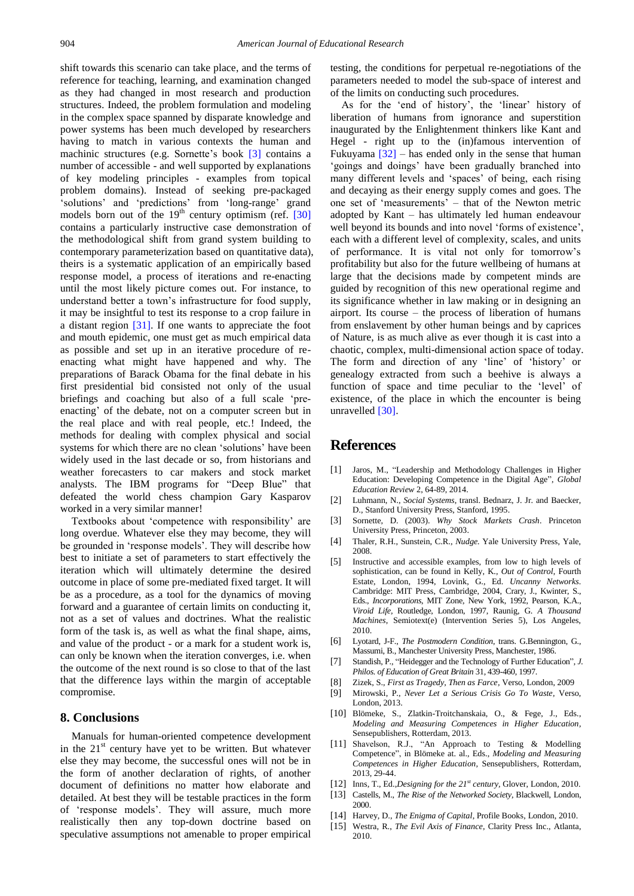shift towards this scenario can take place, and the terms of reference for teaching, learning, and examination changed as they had changed in most research and production structures. Indeed, the problem formulation and modeling in the complex space spanned by disparate knowledge and power systems has been much developed by researchers having to match in various contexts the human and machinic structures (e.g. Sornette's book [3] contains a number of accessible - and well supported by explanations of key modeling principles - examples from topical problem domains). Instead of seeking pre-packaged 'solutions' and 'predictions' from 'long-range' grand models born out of the $19^{th}$ century optimism (ref. [30] contains a particularly instructive case demonstration of the methodological shift from grand system building to contemporary parameterization based on quantitative data), theirs is a systematic application of an empirically based response model, a process of iterations and re-enacting until the most likely picture comes out. For instance, to understand better a town's infrastructure for food supply, it may be insightful to test its response to a crop failure in a distant region [31]. If one wants to appreciate the foot and mouth epidemic, one must get as much empirical data as possible and set up in an iterative procedure of re-enacting what might have happened and why. The preparations of Barack Obama for the final debate in his first presidential bid consisted not only of the usual briefings and coaching but also of a full scale 'pre-enacting' of the debate, not on a computer screen but in the real place and with real people, etc.! Indeed, the methods for dealing with complex physical and social systems for which there are no clean 'solutions' have been widely used in the last decade or so, from historians and weather forecasters to car makers and stock market analysts. The IBM programs for "Deep Blue" that defeated the world chess champion Gary Kasparov worked in a very similar manner!

Textbooks about 'competence with responsibility' are long overdue. Whatever else they may become, they will be grounded in 'response models'. They will describe how best to initiate a set of parameters to start effectively the iteration which will ultimately determine the desired outcome in place of some pre-mediated fixed target. It will be as a procedure, as a tool for the dynamics of moving forward and a guarantee of certain limits on conducting it, not as a set of values and doctrines. What the realistic form of the task is, as well as what the final shape, aims, and value of the product - or a mark for a student work is, can only be known when the iteration converges, i.e. when the outcome of the next round is so close to that of the last that the difference lays within the margin of acceptable compromise.

## 8. Conclusions

Manuals for human-oriented competence development in the $21^{st}$ century have yet to be written. But whatever else they may become, the successful ones will not be in the form of another declaration of rights, of another document of definitions no matter how elaborate and detailed. At best they will be testable practices in the form of 'response models'. They will assure, much more realistically then any top-down doctrine based on speculative assumptions not amenable to proper empirical testing, the conditions for perpetual re-negotiations of the parameters needed to model the sub-space of interest and of the limits on conducting such procedures.

As for the 'end of history', the 'linear' history of liberation of humans from ignorance and superstition inaugurated by the Enlightenment thinkers like Kant and Hegel - right up to the (in)famous intervention of Fukuyama [32] – has ended only in the sense that human 'goings and doings' have been gradually branched into many different levels and 'spaces' of being, each rising and decaying as their energy supply comes and goes. The one set of 'measurements' – that of the Newton metric adopted by Kant – has ultimately led human endeavour well beyond its bounds and into novel 'forms of existence', each with a different level of complexity, scales, and units of performance. It is vital not only for tomorrow's profitability but also for the future wellbeing of humans at large that the decisions made by competent minds are guided by recognition of this new operational regime and its significance whether in law making or in designing an airport. Its course – the process of liberation of humans from enslavement by other human beings and by caprices of Nature, is as much alive as ever though it is cast into a chaotic, complex, multi-dimensional action space of today. The form and direction of any 'line' of 'history' or genealogy extracted from such a beehive is always a function of space and time peculiar to the 'level' of existence, of the place in which the encounter is being unravelled [30].

## References

[1] Jaros, M., "Leadership and Methodology Challenges in Higher Education: Developing Competence in the Digital Age", *Global Education Review* 2, 64-89, 2014.

[2] Luhmann, N., *Social Systems*, transl. Bednarz, J. Jr. and Baecker, D., Stanford University Press, Stanford, 1995.

[3] Sornette, D. (2003). *Why Stock Markets Crash*. Princeton University Press, Princeton, 2003.

[4] Thaler, R.H., Sunstein, C.R., *Nudge.* Yale University Press, Yale, 2008.

[5] Instructive and accessible examples, from low to high levels of sophistication, can be found in Kelly, K., *Out of Control,* Fourth Estate, London, 1994, Lovink, G., Ed. *Uncanny Networks*. Cambridge: MIT Press, Cambridge, 2004, Crary, J., Kwinter, S., Eds., *Incorporations*, MIT Zone, New York, 1992, Pearson, K.A., *Viroid Life,* Routledge, London, 1997, Raunig, G. *A Thousand Machines,* Semiotext(e) (Intervention Series 5), Los Angeles, 2010.

[6] Lyotard, J-F., *The Postmodern Condition*, trans. G.Bennington, G., Massumi, B., Manchester University Press, Manchester, 1986.

[7] Standish, P., "Heidegger and the Technology of Further Education", *J. Philos. of Education of Great Britain* 31, 439-460, 1997.

[8] Zizek, S., *First as Tragedy, Then as Farce*, Verso, London, 2009

[9] Mirowski, P., *Never Let a Serious Crisis Go To Waste,* Verso, London, 2013.

[10] Blömeke, S., Zlatkin-Troitschanskaia, O., & Fege, J., Eds., *Modeling and Measuring Competences in Higher Education*, Sensepublishers, Rotterdam, 2013.

[11] Shavelson, R.J., "An Approach to Testing & Modelling Competence", in Blömeke at. al., Eds., *Modeling and Measuring Competences in Higher Education*, Sensepublishers, Rotterdam, 2013, 29-44.

[12] Inns, T., Ed.,*Designing for the $21^{st}$ century*, Glover, London, 2010.

[13] Castells, M., *The Rise of the Networked Society*, Blackwell, London, 2000.

[14] Harvey, D., *The Enigma of Capital*, Profile Books, London, 2010.

[15] Westra, R., *The Evil Axis of Finance*, Clarity Press Inc., Atlanta, 2010.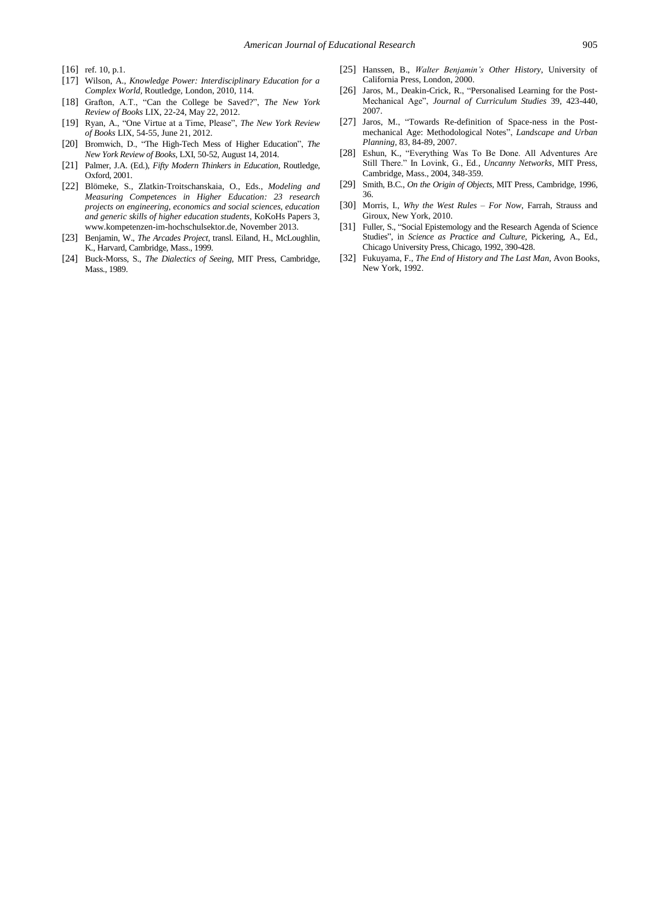[16] ref. 10, p.1.

[17] Wilson, A., *Knowledge Power: Interdisciplinary Education for a Complex World*, Routledge, London, 2010, 114.

[18] Grafton, A.T., "Can the College be Saved?", *The New York Review of Books* LIX, 22-24, May 22, 2012.

[19] Ryan, A., "One Virtue at a Time, Please", *The New York Review of Books* LIX, 54-55, June 21, 2012.

[20] Bromwich, D., "The High-Tech Mess of Higher Education", *The New York Review of Books*, LXI, 50-52, August 14, 2014.

[21] Palmer, J.A. (Ed.), *Fifty Modern Thinkers in Education*, Routledge, Oxford, 2001.

[22] Blömeke, S., Zlatkin-Troitschanskaia, O., Eds., *Modeling and Measuring Competences in Higher Education: 23 research projects on engineering, economics and social sciences, education and generic skills of higher education students*, KoKoHs Papers 3, www.kompetenzen-im-hochschulsektor.de, November 2013.

[23] Benjamin, W., *The Arcades Project*, transl. Eiland, H., McLoughlin, K., Harvard, Cambridge, Mass., 1999.

[24] Buck-Morss, S., *The Dialectics of Seeing*, MIT Press, Cambridge, Mass., 1989.

[25] Hanssen, B., *Walter Benjamin's Other History*, University of California Press, London, 2000.

[26] Jaros, M., Deakin-Crick, R., "Personalised Learning for the Post-Mechanical Age", *Journal of Curriculum Studies* 39, 423-440, 2007.

[27] Jaros, M., "Towards Re-definition of Space-ness in the Post-mechanical Age: Methodological Notes", *Landscape and Urban Planning*, 83, 84-89, 2007.

[28] Eshun, K., "Everything Was To Be Done. All Adventures Are Still There." In Lovink, G., Ed., *Uncanny Networks*, MIT Press, Cambridge, Mass., 2004, 348-359.

[29] Smith, B.C., *On the Origin of Objects*, MIT Press, Cambridge, 1996, 36.

[30] Morris, I., *Why the West Rules – For Now*, Farrah, Strauss and Giroux, New York, 2010.

[31] Fuller, S., "Social Epistemology and the Research Agenda of Science Studies", in *Science as Practice and Culture*, Pickering, A., Ed., Chicago University Press, Chicago, 1992, 390-428.

[32] Fukuyama, F., *The End of History and The Last Man*, Avon Books, New York, 1992.